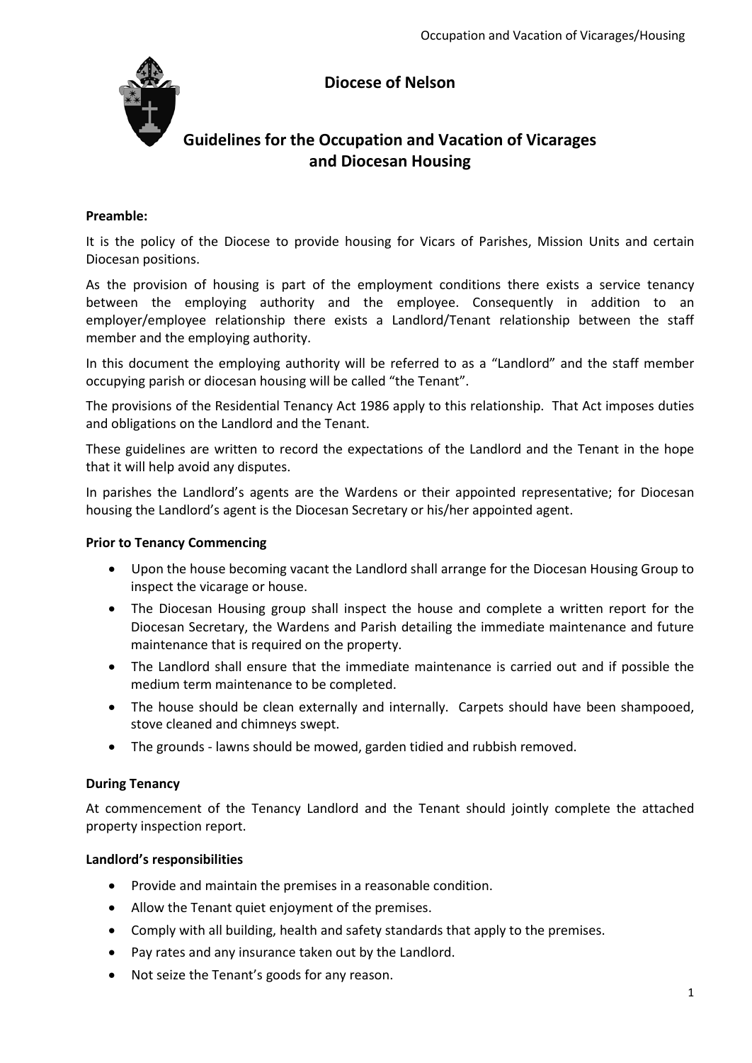# Diocese of Nelson

## Guidelines for the Occupation and Vacation of Vicarages and Diocesan Housing

**Preamble:**

It is the policy of the Diocese to provide housing for Vicars of Parishes, Mission Units and certain Diocesan positions.

As the provision of housing is part of the employment conditions there exists a service tenancy between the employing authority and the employee. Consequently in addition to an employer/employee relationship there exists a Landlord/Tenant relationship between the staff member and the employing authority.

In this document the employing authority will be referred to as a "Landlord" and the staff member occupying parish or diocesan housing will be called "the Tenant".

The provisions of the Residential Tenancy Act 1986 apply to this relationship. That Act imposes duties and obligations on the Landlord and the Tenant.

These guidelines are written to record the expectations of the Landlord and the Tenant in the hope that it will help avoid any disputes.

In parishes the Landlord's agents are the Wardens or their appointed representative; for Diocesan housing the Landlord's agent is the Diocesan Secretary or his/her appointed agent.

**Prior to Tenancy Commencing**

- Upon the house becoming vacant the Landlord shall arrange for the Diocesan Housing Group to inspect the vicarage or house.
- The Diocesan Housing group shall inspect the house and complete a written report for the Diocesan Secretary, the Wardens and Parish detailing the immediate maintenance and future maintenance that is required on the property.
- The Landlord shall ensure that the immediate maintenance is carried out and if possible the medium term maintenance to be completed.
- The house should be clean externally and internally. Carpets should have been shampooed, stove cleaned and chimneys swept.
- The grounds - lawns should be mowed, garden tidied and rubbish removed.

**During Tenancy**

At commencement of the Tenancy Landlord and the Tenant should jointly complete the attached property inspection report.

**Landlord's responsibilities**

- Provide and maintain the premises in a reasonable condition.
- Allow the Tenant quiet enjoyment of the premises.
- Comply with all building, health and safety standards that apply to the premises.
- Pay rates and any insurance taken out by the Landlord.
- Not seize the Tenant's goods for any reason.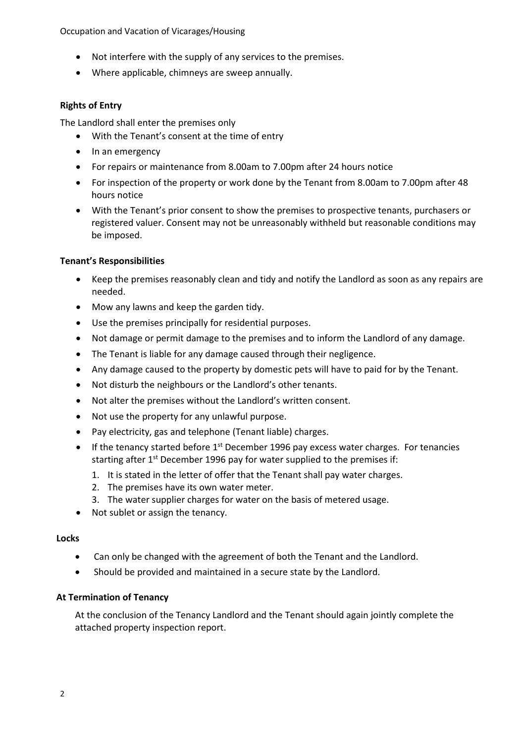- Not interfere with the supply of any services to the premises.
- Where applicable, chimneys are sweep annually.

**Rights of Entry**

The Landlord shall enter the premises only

- With the Tenant's consent at the time of entry
- In an emergency
- For repairs or maintenance from 8.00am to 7.00pm after 24 hours notice
- For inspection of the property or work done by the Tenant from 8.00am to 7.00pm after 48 hours notice
- With the Tenant's prior consent to show the premises to prospective tenants, purchasers or registered valuer. Consent may not be unreasonably withheld but reasonable conditions may be imposed.

**Tenant's Responsibilities**

- Keep the premises reasonably clean and tidy and notify the Landlord as soon as any repairs are needed.
- Mow any lawns and keep the garden tidy.
- Use the premises principally for residential purposes.
- Not damage or permit damage to the premises and to inform the Landlord of any damage.
- The Tenant is liable for any damage caused through their negligence.
- Any damage caused to the property by domestic pets will have to paid for by the Tenant.
- Not disturb the neighbours or the Landlord's other tenants.
- Not alter the premises without the Landlord's written consent.
- Not use the property for any unlawful purpose.
- Pay electricity, gas and telephone (Tenant liable) charges.
- If the tenancy started before 1st December 1996 pay excess water charges. For tenancies starting after 1st December 1996 pay for water supplied to the premises if:
  1. It is stated in the letter of offer that the Tenant shall pay water charges.
  2. The premises have its own water meter.
  3. The water supplier charges for water on the basis of metered usage.
- Not sublet or assign the tenancy.

**Locks**

- Can only be changed with the agreement of both the Tenant and the Landlord.
- Should be provided and maintained in a secure state by the Landlord.

**At Termination of Tenancy**

At the conclusion of the Tenancy Landlord and the Tenant should again jointly complete the attached property inspection report.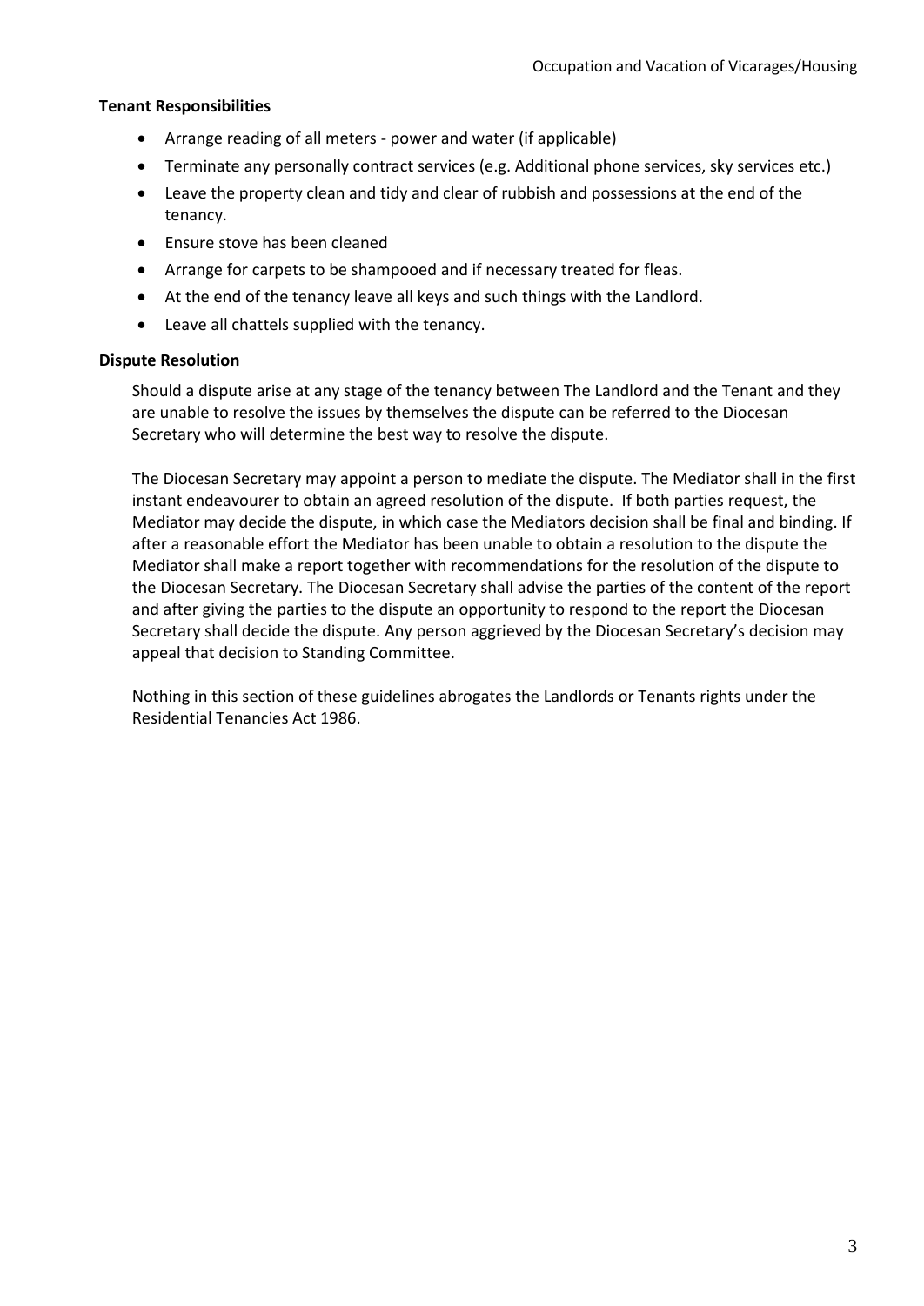**Tenant Responsibilities**

- Arrange reading of all meters - power and water (if applicable)
- Terminate any personally contract services (e.g. Additional phone services, sky services etc.)
- Leave the property clean and tidy and clear of rubbish and possessions at the end of the tenancy.
- Ensure stove has been cleaned
- Arrange for carpets to be shampooed and if necessary treated for fleas.
- At the end of the tenancy leave all keys and such things with the Landlord.
- Leave all chattels supplied with the tenancy.

**Dispute Resolution**

Should a dispute arise at any stage of the tenancy between The Landlord and the Tenant and they are unable to resolve the issues by themselves the dispute can be referred to the Diocesan Secretary who will determine the best way to resolve the dispute.

The Diocesan Secretary may appoint a person to mediate the dispute. The Mediator shall in the first instant endeavourer to obtain an agreed resolution of the dispute. If both parties request, the Mediator may decide the dispute, in which case the Mediators decision shall be final and binding. If after a reasonable effort the Mediator has been unable to obtain a resolution to the dispute the Mediator shall make a report together with recommendations for the resolution of the dispute to the Diocesan Secretary. The Diocesan Secretary shall advise the parties of the content of the report and after giving the parties to the dispute an opportunity to respond to the report the Diocesan Secretary shall decide the dispute. Any person aggrieved by the Diocesan Secretary's decision may appeal that decision to Standing Committee.

Nothing in this section of these guidelines abrogates the Landlords or Tenants rights under the Residential Tenancies Act 1986.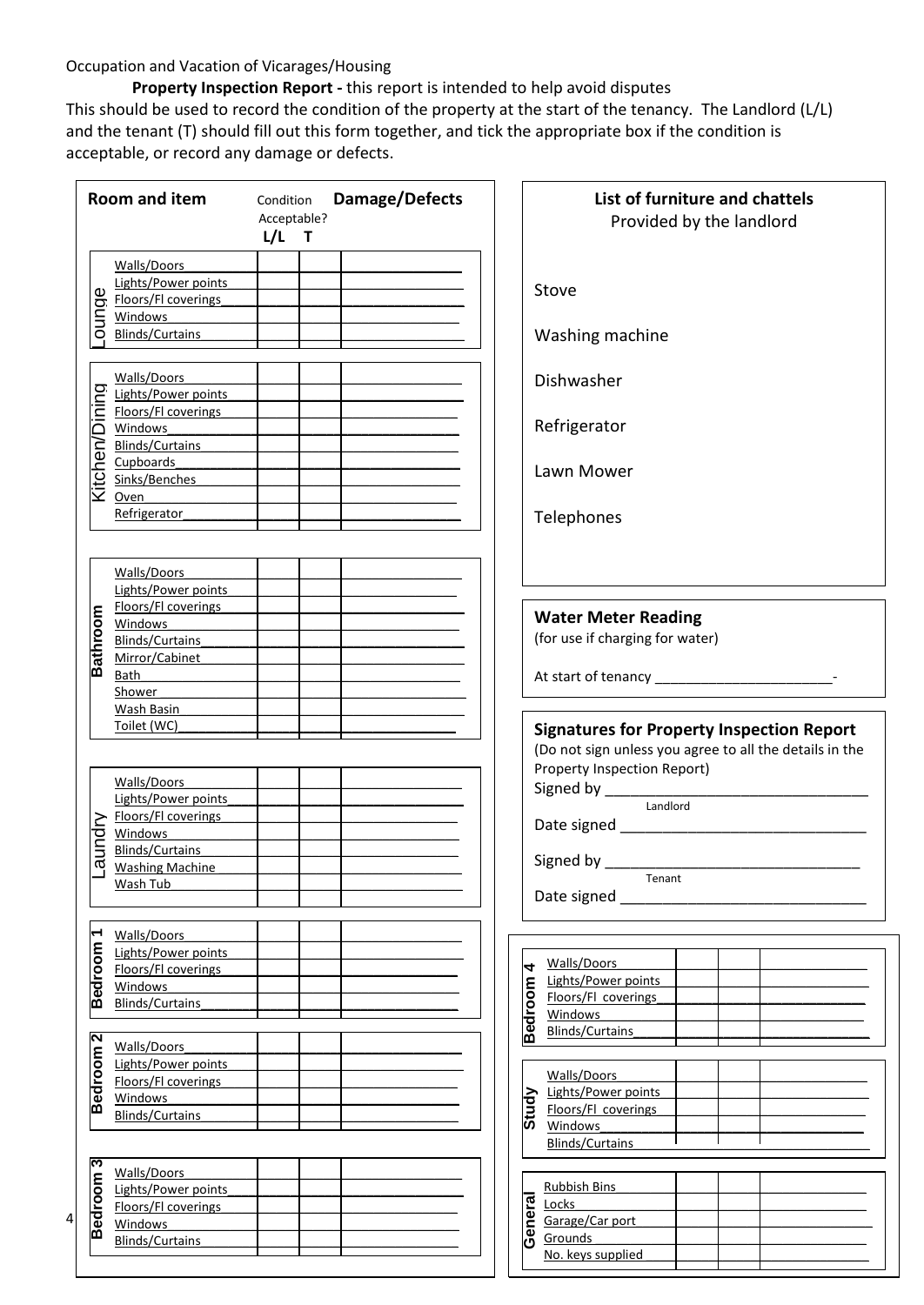Occupation and Vacation of Vicarages/Housing

**Property Inspection Report -** this report is intended to help avoid disputes

This should be used to record the condition of the property at the start of the tenancy. The Landlord (L/L) and the tenant (T) should fill out this form together, and tick the appropriate box if the condition is acceptable, or record any damage or defects.

| Room and item | | Condition Acceptable? L/L | T | Damage/Defects |
|---|---|---|---|---|
| Lounge | Walls/Doors | | | |
| | Lights/Power points | | | |
| | Floors/Fl coverings | | | |
| | Windows | | | |
| | Blinds/Curtains | | | |
| Kitchen/Dining | Walls/Doors | | | |
| | Lights/Power points | | | |
| | Floors/Fl coverings | | | |
| | Windows | | | |
| | Blinds/Curtains | | | |
| | Cupboards | | | |
| | Sinks/Benches | | | |
| | Oven | | | |
| | Refrigerator | | | |
| Bathroom | Walls/Doors | | | |
| | Lights/Power points | | | |
| | Floors/Fl coverings | | | |
| | Windows | | | |
| | Blinds/Curtains | | | |
| | Mirror/Cabinet | | | |
| | Bath | | | |
| | Shower | | | |
| | Wash Basin | | | |
| | Toilet (WC) | | | |
| Laundry | Walls/Doors | | | |
| | Lights/Power points | | | |
| | Floors/Fl coverings | | | |
| | Windows | | | |
| | Blinds/Curtains | | | |
| | Washing Machine | | | |
| | Wash Tub | | | |
| Bedroom 1 | Walls/Doors | | | |
| | Lights/Power points | | | |
| | Floors/Fl coverings | | | |
| | Windows | | | |
| | Blinds/Curtains | | | |
| Bedroom 2 | Walls/Doors | | | |
| | Lights/Power points | | | |
| | Floors/Fl coverings | | | |
| | Windows | | | |
| | Blinds/Curtains | | | |
| Bedroom 3 | Walls/Doors | | | |
| | Lights/Power points | | | |
| | Floors/Fl coverings | | | |
| | Windows | | | |
| | Blinds/Curtains | | | |

**List of furniture and chattels**
Provided by the landlord

Stove

Washing machine

Dishwasher

Refrigerator

Lawn Mower

Telephones

**Water Meter Reading**
(for use if charging for water)

At start of tenancy _______________________-

**Signatures for Property Inspection Report**
(Do not sign unless you agree to all the details in the Property Inspection Report)

Signed by _________________________________
Landlord

Date signed ______________________________

Signed by ________________________________
Tenant

Date signed ______________________________

| | | | | |
|---|---|---|---|---|
| Bedroom 4 | Walls/Doors | | | |
| | Lights/Power points | | | |
| | Floors/Fl coverings | | | |
| | Windows | | | |
| | Blinds/Curtains | | | |
| Study | Walls/Doors | | | |
| | Lights/Power points | | | |
| | Floors/Fl coverings | | | |
| | Windows | | | |
| | Blinds/Curtains | | | |
| General | Rubbish Bins | | | |
| | Locks | | | |
| | Garage/Car port | | | |
| | Grounds | | | |
| | No. keys supplied | | | |